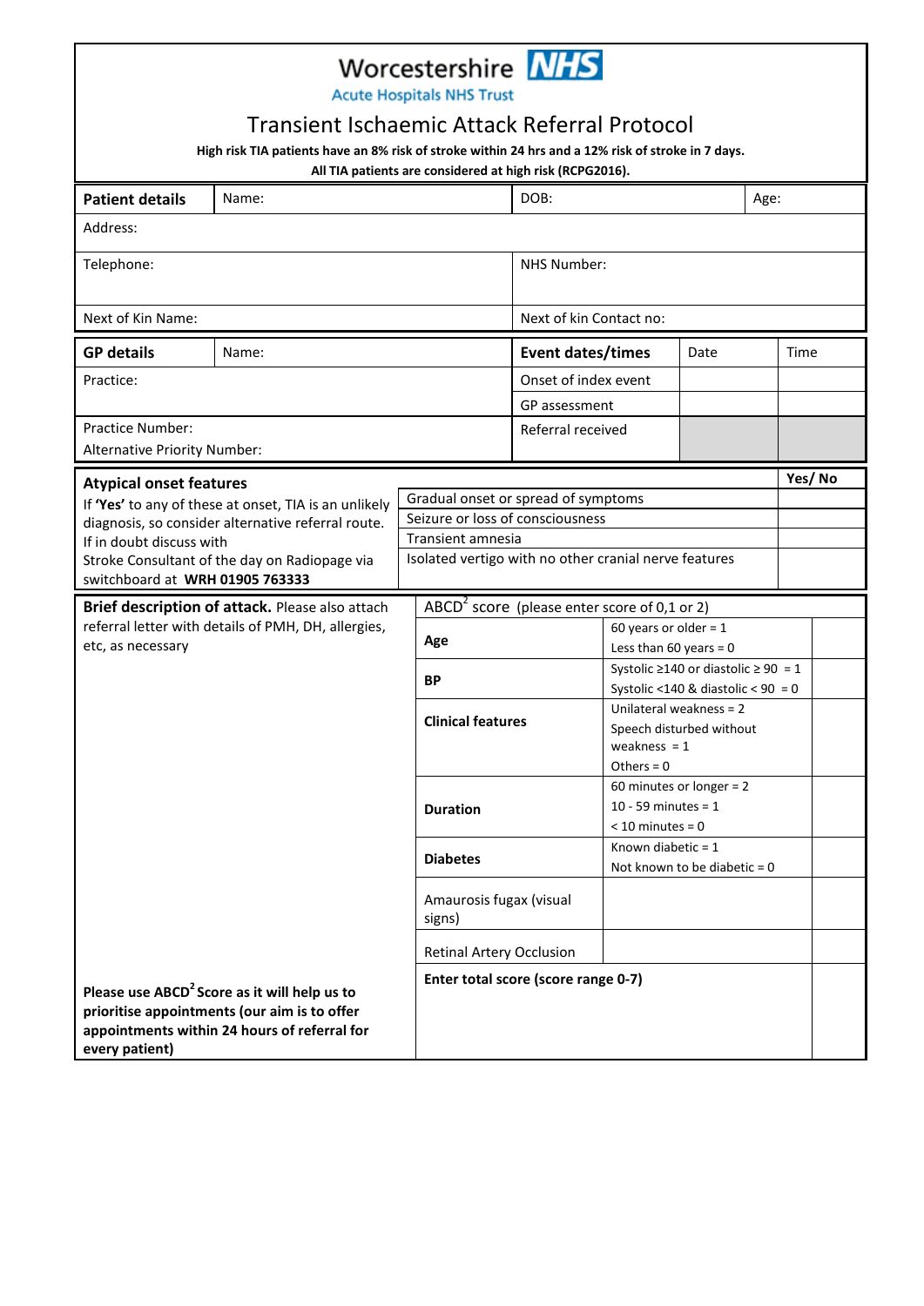# Worcestershire NHS

Acute Hospitals NHS Trust

## Transient Ischaemic Attack Referral Protocol

**High risk TIA patients have an 8% risk of stroke within 24 hrs and a 12% risk of stroke in 7 days.**

**All TIA patients are considered at high risk (RCPG2016).**

| **Patient details** | Name: | DOB: | Age: |
|---|---|---|---|
| Address: | | | |
| Telephone: | | NHS Number: | |
| Next of Kin Name: | | Next of kin Contact no: | |

| **GP details** | Name: | **Event dates/times** | Date | Time |
|---|---|---|---|---|
| Practice: | | Onset of index event | | |
| | | GP assessment | | |
| Practice Number:<br>Alternative Priority Number: | | Referral received | | |

**Atypical onset features**

If **'Yes'** to any of these at onset, TIA is an unlikely diagnosis, so consider alternative referral route. If in doubt discuss with Stroke Consultant of the day on Radiopage via switchboard at **WRH 01905 763333**

| | **Yes/ No** |
|---|---|
| Gradual onset or spread of symptoms | |
| Seizure or loss of consciousness | |
| Transient amnesia | |
| Isolated vertigo with no other cranial nerve features | |

**Brief description of attack.** Please also attach referral letter with details of PMH, DH, allergies, etc, as necessary

**Please use ABCD$^2$ Score as it will help us to prioritise appointments (our aim is to offer appointments within 24 hours of referral for every patient)**

ABCD$^2$ score (please enter score of 0,1 or 2)

| | | |
|---|---|---|
| **Age** | 60 years or older = 1<br>Less than 60 years = 0 | |
| **BP** | Systolic ≥140 or diastolic ≥ 90 = 1<br>Systolic <140 & diastolic < 90 = 0 | |
| **Clinical features** | Unilateral weakness = 2<br>Speech disturbed without weakness = 1<br>Others = 0 | |
| **Duration** | 60 minutes or longer = 2<br>10 - 59 minutes = 1<br>< 10 minutes = 0 | |
| **Diabetes** | Known diabetic = 1<br>Not known to be diabetic = 0 | |
| Amaurosis fugax (visual signs) | | |
| Retinal Artery Occlusion | | |
| **Enter total score (score range 0-7)** | | |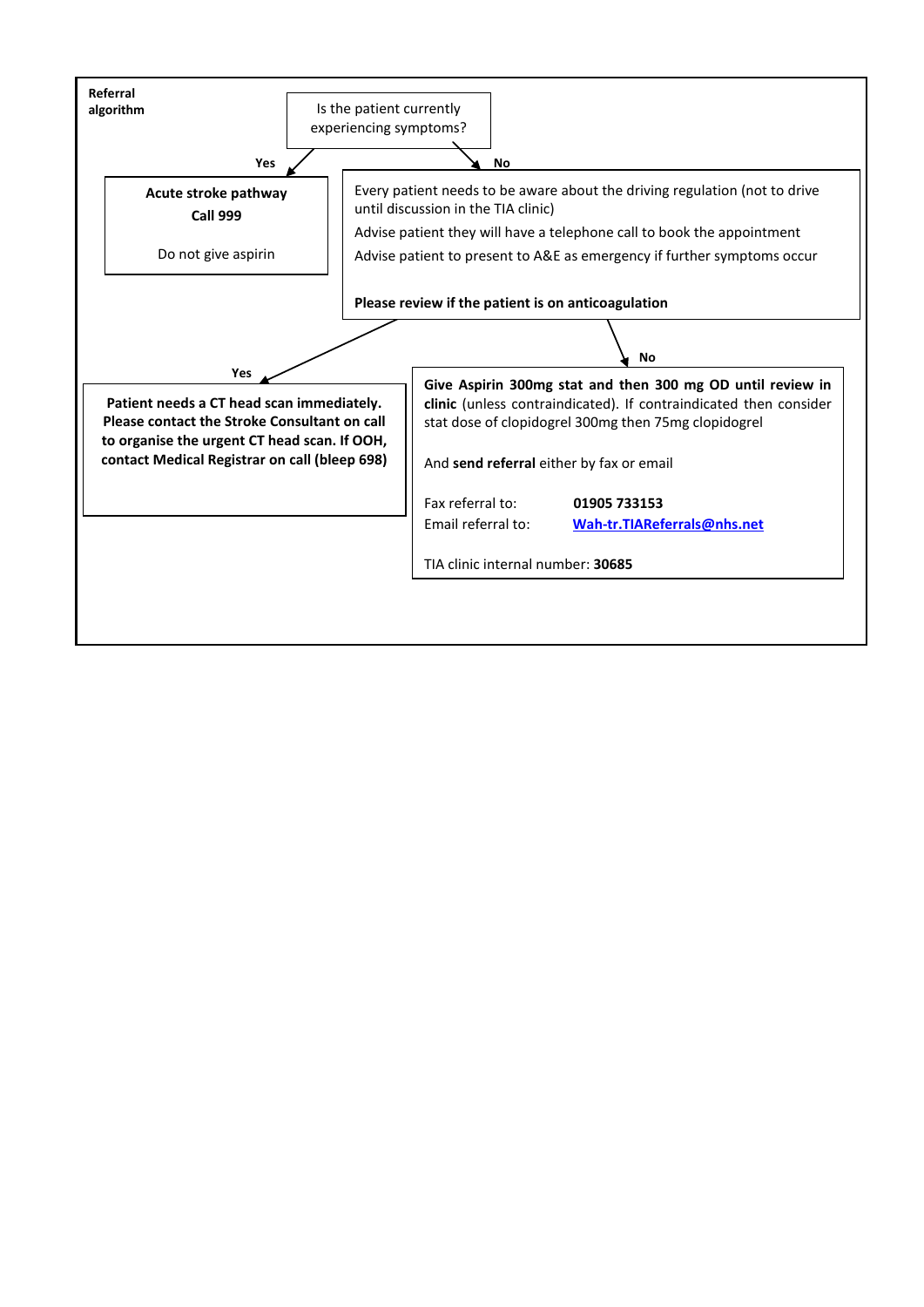**Referral algorithm**

Is the patient currently experiencing symptoms?

**Yes**

**Acute stroke pathway**

**Call 999**

Do not give aspirin

**No**

Every patient needs to be aware about the driving regulation (not to drive until discussion in the TIA clinic)

Advise patient they will have a telephone call to book the appointment

Advise patient to present to A&E as emergency if further symptoms occur

**Please review if the patient is on anticoagulation**

**Yes**

**Patient needs a CT head scan immediately. Please contact the Stroke Consultant on call to organise the urgent CT head scan. If OOH, contact Medical Registrar on call (bleep 698)**

**No**

**Give Aspirin 300mg stat and then 300 mg OD until review in clinic** (unless contraindicated). If contraindicated then consider stat dose of clopidogrel 300mg then 75mg clopidogrel

And **send referral** either by fax or email

Fax referral to: **01905 733153**

Email referral to: **Wah-tr.TIAReferrals@nhs.net**

TIA clinic internal number: **30685**